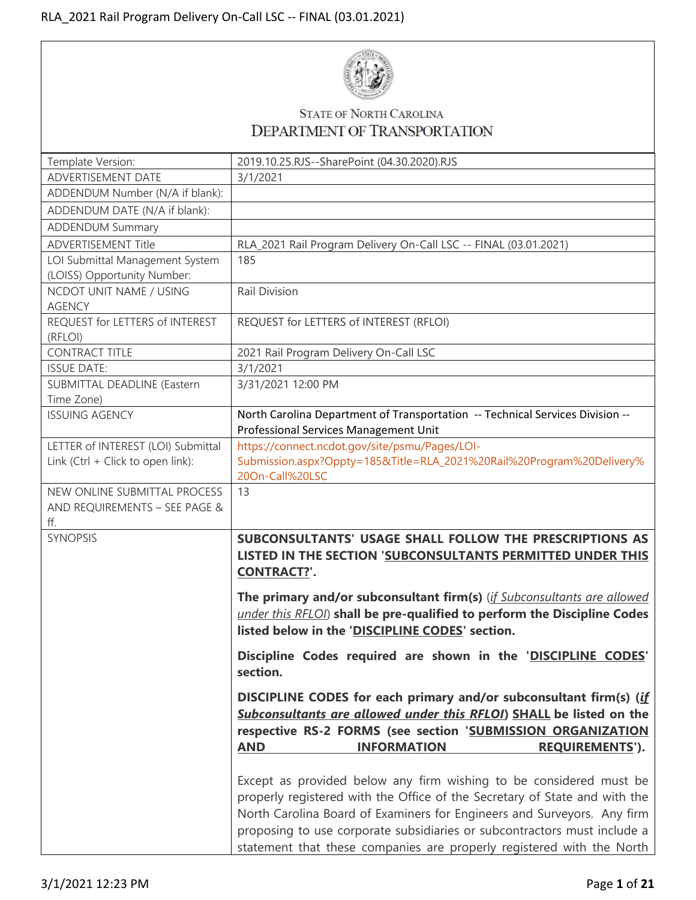STATE OF NORTH CAROLINA
DEPARTMENT OF TRANSPORTATION

| | |
|---|---|
| Template Version: | 2019.10.25.RJS--SharePoint (04.30.2020).RJS |
| ADVERTISEMENT DATE | 3/1/2021 |
| ADDENDUM Number (N/A if blank): | |
| ADDENDUM DATE (N/A if blank): | |
| ADDENDUM Summary | |
| ADVERTISEMENT Title | RLA_2021 Rail Program Delivery On-Call LSC -- FINAL (03.01.2021) |
| LOI Submittal Management System (LOISS) Opportunity Number: | 185 |
| NCDOT UNIT NAME / USING AGENCY | Rail Division |
| REQUEST for LETTERS of INTEREST (RFLOI) | REQUEST for LETTERS of INTEREST (RFLOI) |
| CONTRACT TITLE | 2021 Rail Program Delivery On-Call LSC |
| ISSUE DATE: | 3/1/2021 |
| SUBMITTAL DEADLINE (Eastern Time Zone) | 3/31/2021 12:00 PM |
| ISSUING AGENCY | North Carolina Department of Transportation -- Technical Services Division -- Professional Services Management Unit |
| LETTER of INTEREST (LOI) Submittal Link (Ctrl + Click to open link): | https://connect.ncdot.gov/site/psmu/Pages/LOI-Submission.aspx?Oppty=185&Title=RLA_2021%20Rail%20Program%20Delivery%20On-Call%20LSC |
| NEW ONLINE SUBMITTAL PROCESS AND REQUIREMENTS – SEE PAGE & ff. | 13 |
| SYNOPSIS | **SUBCONSULTANTS' USAGE SHALL FOLLOW THE PRESCRIPTIONS AS LISTED IN THE SECTION '<u>SUBCONSULTANTS PERMITTED UNDER THIS CONTRACT?</u>'.** <br><br> **The primary and/or subconsultant firm(s)** (*<u>if Subconsultants are allowed under this RFLOI</u>*) **shall be pre-qualified to perform the Discipline Codes listed below in the '<u>DISCIPLINE CODES</u>' section.** <br><br> **Discipline Codes required are shown in the '<u>DISCIPLINE CODES</u>' section.** <br><br> **DISCIPLINE CODES for each primary and/or subconsultant firm(s) (*<u>if Subconsultants are allowed under this RFLOI</u>*) <u>SHALL</u> be listed on the respective RS-2 FORMS (see section '<u>SUBMISSION ORGANIZATION AND INFORMATION REQUIREMENTS</u>').** <br><br> Except as provided below any firm wishing to be considered must be properly registered with the Office of the Secretary of State and with the North Carolina Board of Examiners for Engineers and Surveyors. Any firm proposing to use corporate subsidiaries or subcontractors must include a statement that these companies are properly registered with the North |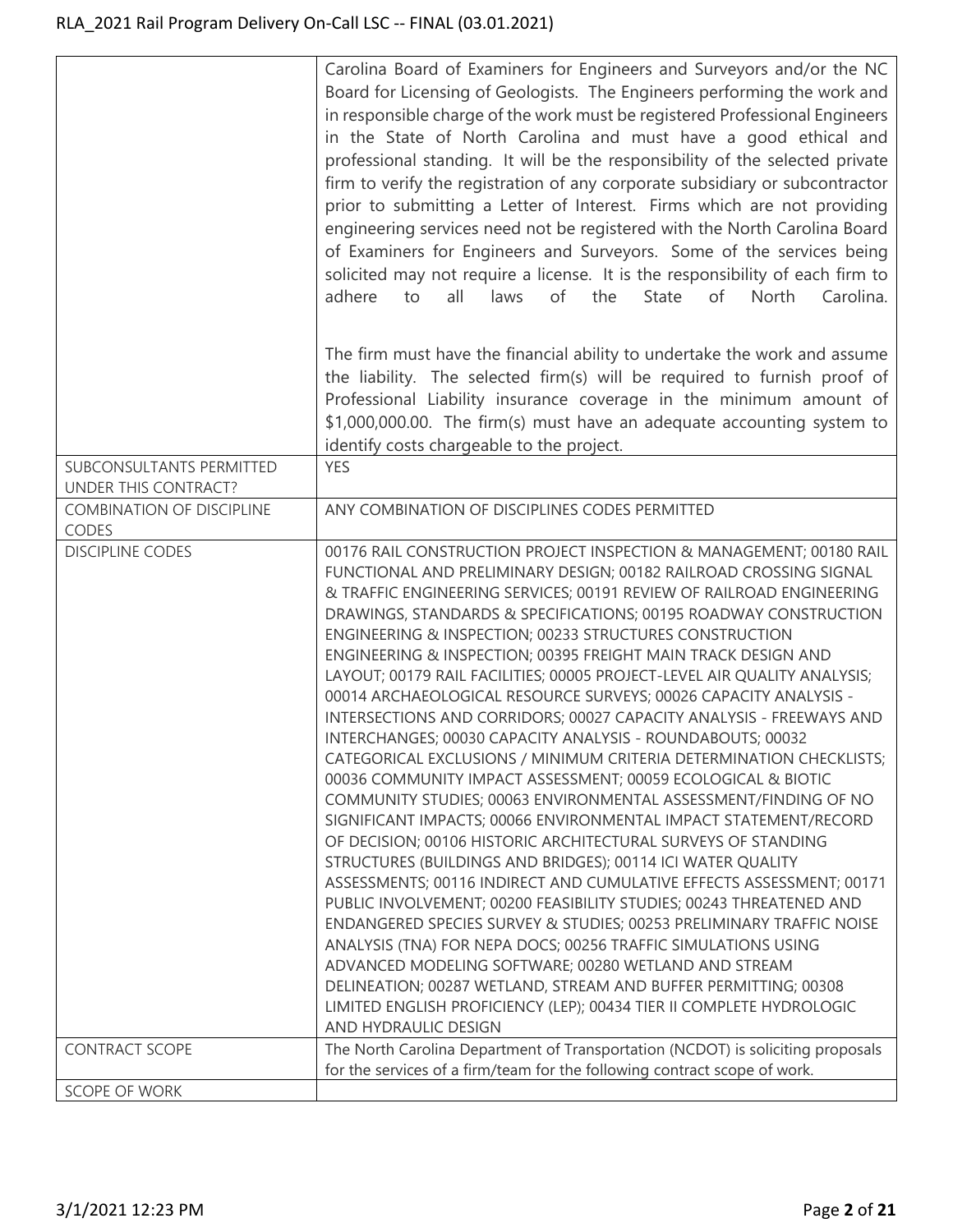|  |  |
|---|---|
|  | Carolina Board of Examiners for Engineers and Surveyors and/or the NC Board for Licensing of Geologists. The Engineers performing the work and in responsible charge of the work must be registered Professional Engineers in the State of North Carolina and must have a good ethical and professional standing. It will be the responsibility of the selected private firm to verify the registration of any corporate subsidiary or subcontractor prior to submitting a Letter of Interest. Firms which are not providing engineering services need not be registered with the North Carolina Board of Examiners for Engineers and Surveyors. Some of the services being solicited may not require a license. It is the responsibility of each firm to adhere to all laws of the State of North Carolina.<br><br>The firm must have the financial ability to undertake the work and assume the liability. The selected firm(s) will be required to furnish proof of Professional Liability insurance coverage in the minimum amount of $1,000,000.00. The firm(s) must have an adequate accounting system to identify costs chargeable to the project. |
| SUBCONSULTANTS PERMITTED UNDER THIS CONTRACT? | YES |
| COMBINATION OF DISCIPLINE CODES | ANY COMBINATION OF DISCIPLINES CODES PERMITTED |
| DISCIPLINE CODES | 00176 RAIL CONSTRUCTION PROJECT INSPECTION & MANAGEMENT; 00180 RAIL FUNCTIONAL AND PRELIMINARY DESIGN; 00182 RAILROAD CROSSING SIGNAL & TRAFFIC ENGINEERING SERVICES; 00191 REVIEW OF RAILROAD ENGINEERING DRAWINGS, STANDARDS & SPECIFICATIONS; 00195 ROADWAY CONSTRUCTION ENGINEERING & INSPECTION; 00233 STRUCTURES CONSTRUCTION ENGINEERING & INSPECTION; 00395 FREIGHT MAIN TRACK DESIGN AND LAYOUT; 00179 RAIL FACILITIES; 00005 PROJECT-LEVEL AIR QUALITY ANALYSIS; 00014 ARCHAEOLOGICAL RESOURCE SURVEYS; 00026 CAPACITY ANALYSIS - INTERSECTIONS AND CORRIDORS; 00027 CAPACITY ANALYSIS - FREEWAYS AND INTERCHANGES; 00030 CAPACITY ANALYSIS - ROUNDABOUTS; 00032 CATEGORICAL EXCLUSIONS / MINIMUM CRITERIA DETERMINATION CHECKLISTS; 00036 COMMUNITY IMPACT ASSESSMENT; 00059 ECOLOGICAL & BIOTIC COMMUNITY STUDIES; 00063 ENVIRONMENTAL ASSESSMENT/FINDING OF NO SIGNIFICANT IMPACTS; 00066 ENVIRONMENTAL IMPACT STATEMENT/RECORD OF DECISION; 00106 HISTORIC ARCHITECTURAL SURVEYS OF STANDING STRUCTURES (BUILDINGS AND BRIDGES); 00114 ICI WATER QUALITY ASSESSMENTS; 00116 INDIRECT AND CUMULATIVE EFFECTS ASSESSMENT; 00171 PUBLIC INVOLVEMENT; 00200 FEASIBILITY STUDIES; 00243 THREATENED AND ENDANGERED SPECIES SURVEY & STUDIES; 00253 PRELIMINARY TRAFFIC NOISE ANALYSIS (TNA) FOR NEPA DOCS; 00256 TRAFFIC SIMULATIONS USING ADVANCED MODELING SOFTWARE; 00280 WETLAND AND STREAM DELINEATION; 00287 WETLAND, STREAM AND BUFFER PERMITTING; 00308 LIMITED ENGLISH PROFICIENCY (LEP); 00434 TIER II COMPLETE HYDROLOGIC AND HYDRAULIC DESIGN |
| CONTRACT SCOPE | The North Carolina Department of Transportation (NCDOT) is soliciting proposals for the services of a firm/team for the following contract scope of work. |
| SCOPE OF WORK |  |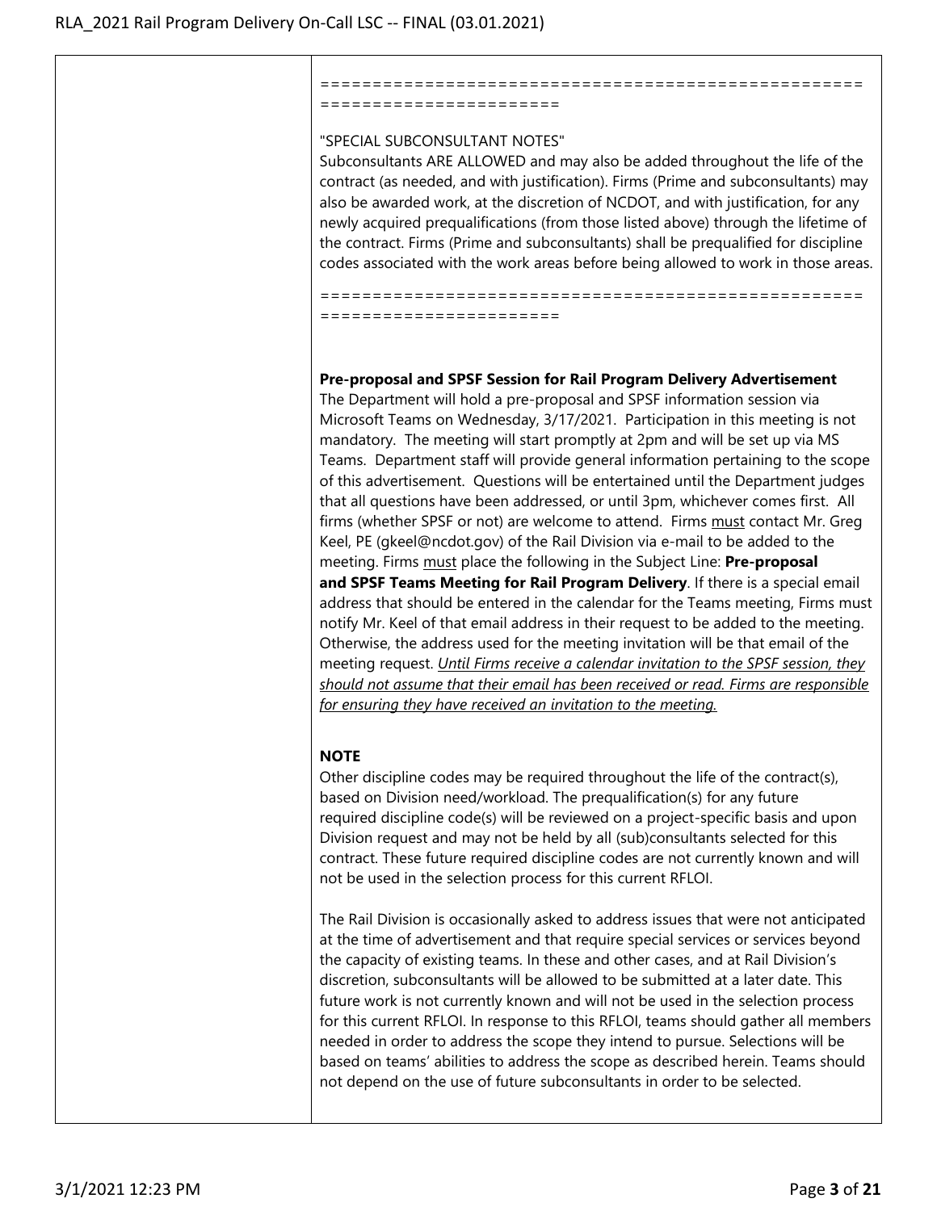=====================================================================================

"SPECIAL SUBCONSULTANT NOTES"
Subconsultants ARE ALLOWED and may also be added throughout the life of the contract (as needed, and with justification). Firms (Prime and subconsultants) may also be awarded work, at the discretion of NCDOT, and with justification, for any newly acquired prequalifications (from those listed above) through the lifetime of the contract. Firms (Prime and subconsultants) shall be prequalified for discipline codes associated with the work areas before being allowed to work in those areas.

=====================================================================================

**Pre-proposal and SPSF Session for Rail Program Delivery Advertisement**
The Department will hold a pre-proposal and SPSF information session via Microsoft Teams on Wednesday, 3/17/2021. Participation in this meeting is not mandatory. The meeting will start promptly at 2pm and will be set up via MS Teams. Department staff will provide general information pertaining to the scope of this advertisement. Questions will be entertained until the Department judges that all questions have been addressed, or until 3pm, whichever comes first. All firms (whether SPSF or not) are welcome to attend. Firms must contact Mr. Greg Keel, PE (gkeel@ncdot.gov) of the Rail Division via e-mail to be added to the meeting. Firms must place the following in the Subject Line: **Pre-proposal and SPSF Teams Meeting for Rail Program Delivery**. If there is a special email address that should be entered in the calendar for the Teams meeting, Firms must notify Mr. Keel of that email address in their request to be added to the meeting. Otherwise, the address used for the meeting invitation will be that email of the meeting request. *Until Firms receive a calendar invitation to the SPSF session, they should not assume that their email has been received or read. Firms are responsible for ensuring they have received an invitation to the meeting.*

**NOTE**
Other discipline codes may be required throughout the life of the contract(s), based on Division need/workload. The prequalification(s) for any future required discipline code(s) will be reviewed on a project-specific basis and upon Division request and may not be held by all (sub)consultants selected for this contract. These future required discipline codes are not currently known and will not be used in the selection process for this current RFLOI.

The Rail Division is occasionally asked to address issues that were not anticipated at the time of advertisement and that require special services or services beyond the capacity of existing teams. In these and other cases, and at Rail Division's discretion, subconsultants will be allowed to be submitted at a later date. This future work is not currently known and will not be used in the selection process for this current RFLOI. In response to this RFLOI, teams should gather all members needed in order to address the scope they intend to pursue. Selections will be based on teams' abilities to address the scope as described herein. Teams should not depend on the use of future subconsultants in order to be selected.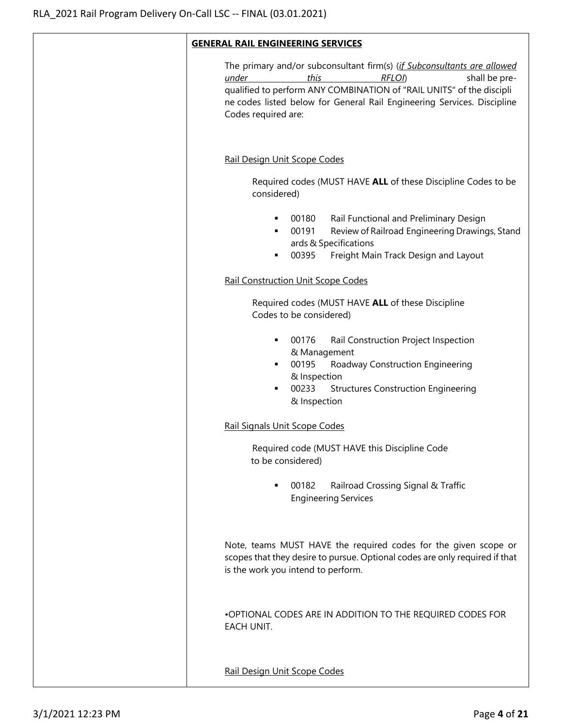**GENERAL RAIL ENGINEERING SERVICES**

The primary and/or subconsultant firm(s) (*if Subconsultants are allowed under this RFLOI*) shall be pre-qualified to perform ANY COMBINATION of "RAIL UNITS" of the discipline codes listed below for General Rail Engineering Services. Discipline Codes required are:

Rail Design Unit Scope Codes

Required codes (MUST HAVE **ALL** of these Discipline Codes to be considered)

- 00180 Rail Functional and Preliminary Design
- 00191 Review of Railroad Engineering Drawings, Standards & Specifications
- 00395 Freight Main Track Design and Layout

Rail Construction Unit Scope Codes

Required codes (MUST HAVE **ALL** of these Discipline Codes to be considered)

- 00176 Rail Construction Project Inspection & Management
- 00195 Roadway Construction Engineering & Inspection
- 00233 Structures Construction Engineering & Inspection

Rail Signals Unit Scope Codes

Required code (MUST HAVE this Discipline Code to be considered)

- 00182 Railroad Crossing Signal & Traffic Engineering Services

Note, teams MUST HAVE the required codes for the given scope or scopes that they desire to pursue. Optional codes are only required if that is the work you intend to perform.

•OPTIONAL CODES ARE IN ADDITION TO THE REQUIRED CODES FOR EACH UNIT.

Rail Design Unit Scope Codes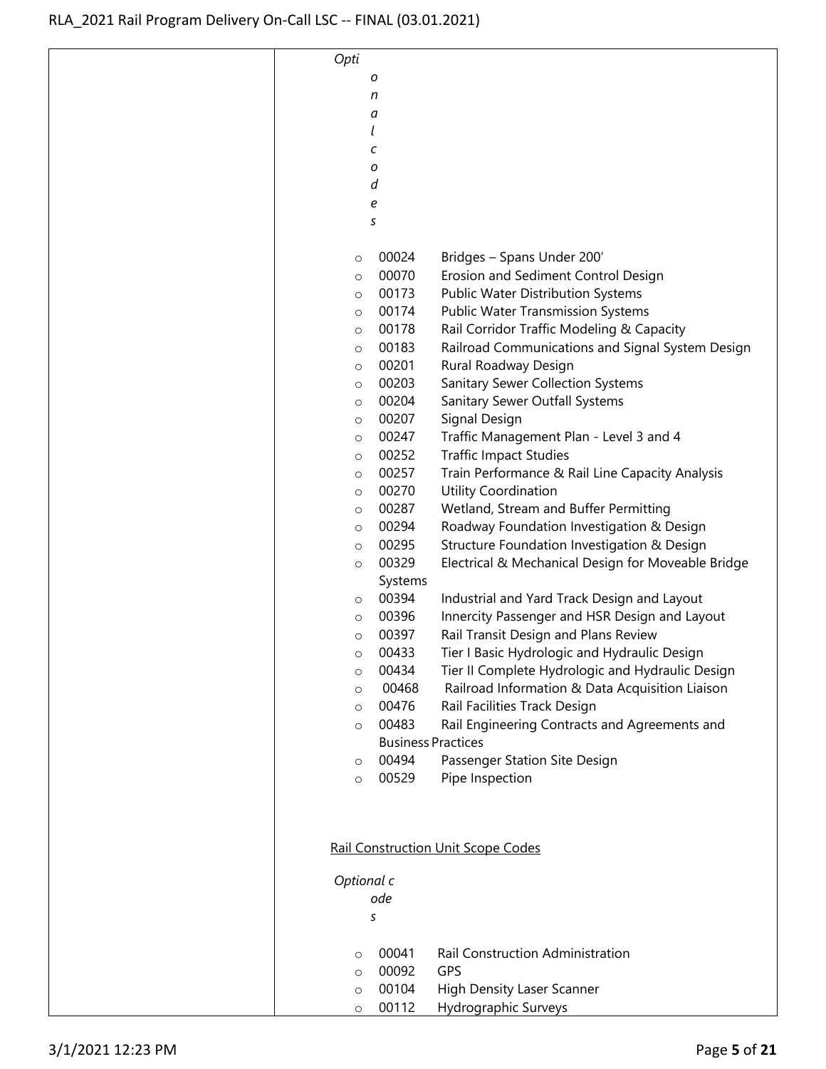| | *Optional codes*<br><br>- 00024 Bridges – Spans Under 200'<br>- 00070 Erosion and Sediment Control Design<br>- 00173 Public Water Distribution Systems<br>- 00174 Public Water Transmission Systems<br>- 00178 Rail Corridor Traffic Modeling & Capacity<br>- 00183 Railroad Communications and Signal System Design<br>- 00201 Rural Roadway Design<br>- 00203 Sanitary Sewer Collection Systems<br>- 00204 Sanitary Sewer Outfall Systems<br>- 00207 Signal Design<br>- 00247 Traffic Management Plan - Level 3 and 4<br>- 00252 Traffic Impact Studies<br>- 00257 Train Performance & Rail Line Capacity Analysis<br>- 00270 Utility Coordination<br>- 00287 Wetland, Stream and Buffer Permitting<br>- 00294 Roadway Foundation Investigation & Design<br>- 00295 Structure Foundation Investigation & Design<br>- 00329 Electrical & Mechanical Design for Moveable Bridge Systems<br>- 00394 Industrial and Yard Track Design and Layout<br>- 00396 Innercity Passenger and HSR Design and Layout<br>- 00397 Rail Transit Design and Plans Review<br>- 00433 Tier I Basic Hydrologic and Hydraulic Design<br>- 00434 Tier II Complete Hydrologic and Hydraulic Design<br>- 00468 Railroad Information & Data Acquisition Liaison<br>- 00476 Rail Facilities Track Design<br>- 00483 Rail Engineering Contracts and Agreements and Business Practices<br>- 00494 Passenger Station Site Design<br>- 00529 Pipe Inspection<br><br><u>Rail Construction Unit Scope Codes</u><br><br>*Optional codes*<br><br>- 00041 Rail Construction Administration<br>- 00092 GPS<br>- 00104 High Density Laser Scanner<br>- 00112 Hydrographic Surveys |
|---|---|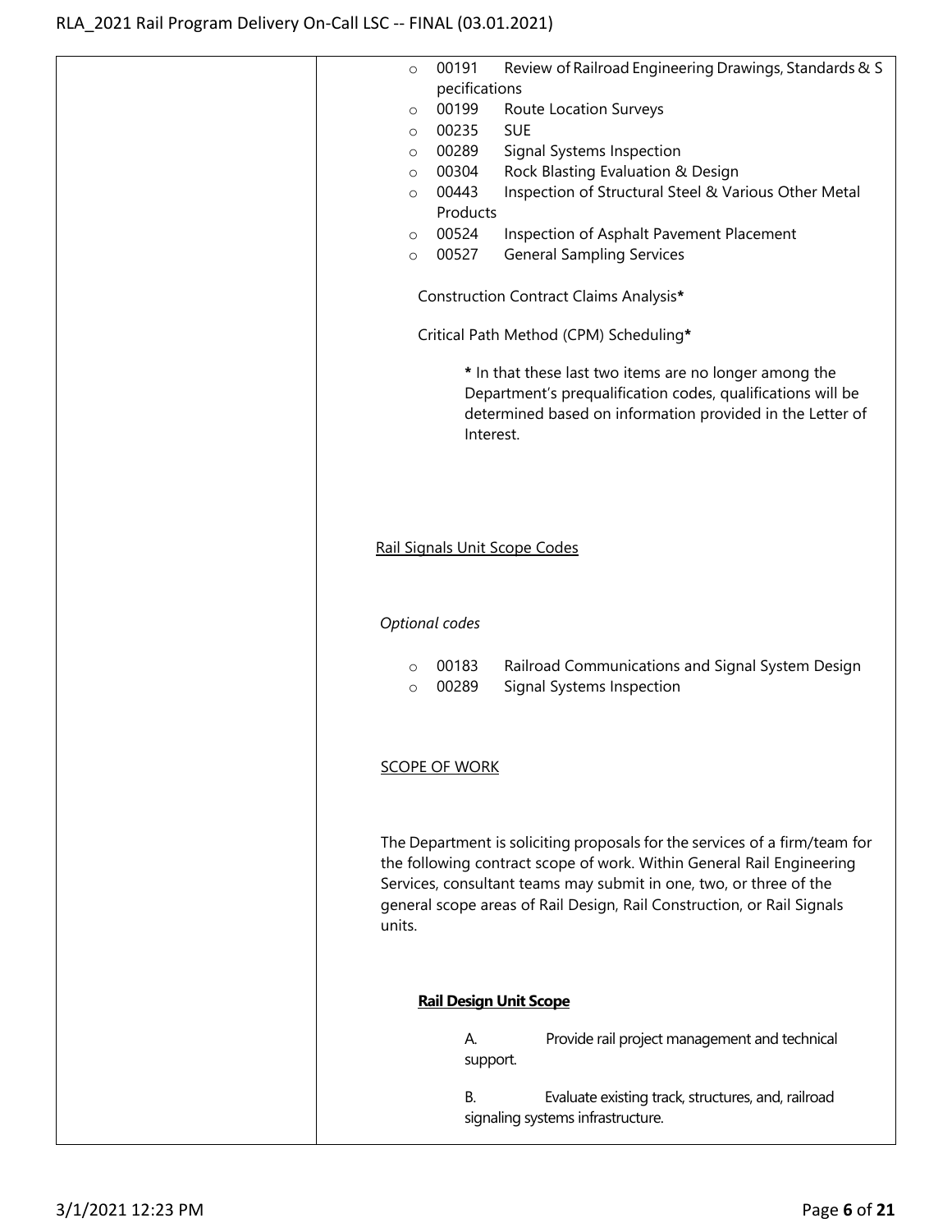- 00191 Review of Railroad Engineering Drawings, Standards & Specifications
- 00199 Route Location Surveys
- 00235 SUE
- 00289 Signal Systems Inspection
- 00304 Rock Blasting Evaluation & Design
- 00443 Inspection of Structural Steel & Various Other Metal Products
- 00524 Inspection of Asphalt Pavement Placement
- 00527 General Sampling Services

Construction Contract Claims Analysis**\***

Critical Path Method (CPM) Scheduling**\***

> **\*** In that these last two items are no longer among the Department's prequalification codes, qualifications will be determined based on information provided in the Letter of Interest.

Rail Signals Unit Scope Codes

*Optional codes*

- 00183 Railroad Communications and Signal System Design
- 00289 Signal Systems Inspection

SCOPE OF WORK

The Department is soliciting proposals for the services of a firm/team for the following contract scope of work. Within General Rail Engineering Services, consultant teams may submit in one, two, or three of the general scope areas of Rail Design, Rail Construction, or Rail Signals units.

**Rail Design Unit Scope**

A. Provide rail project management and technical support.

B. Evaluate existing track, structures, and, railroad signaling systems infrastructure.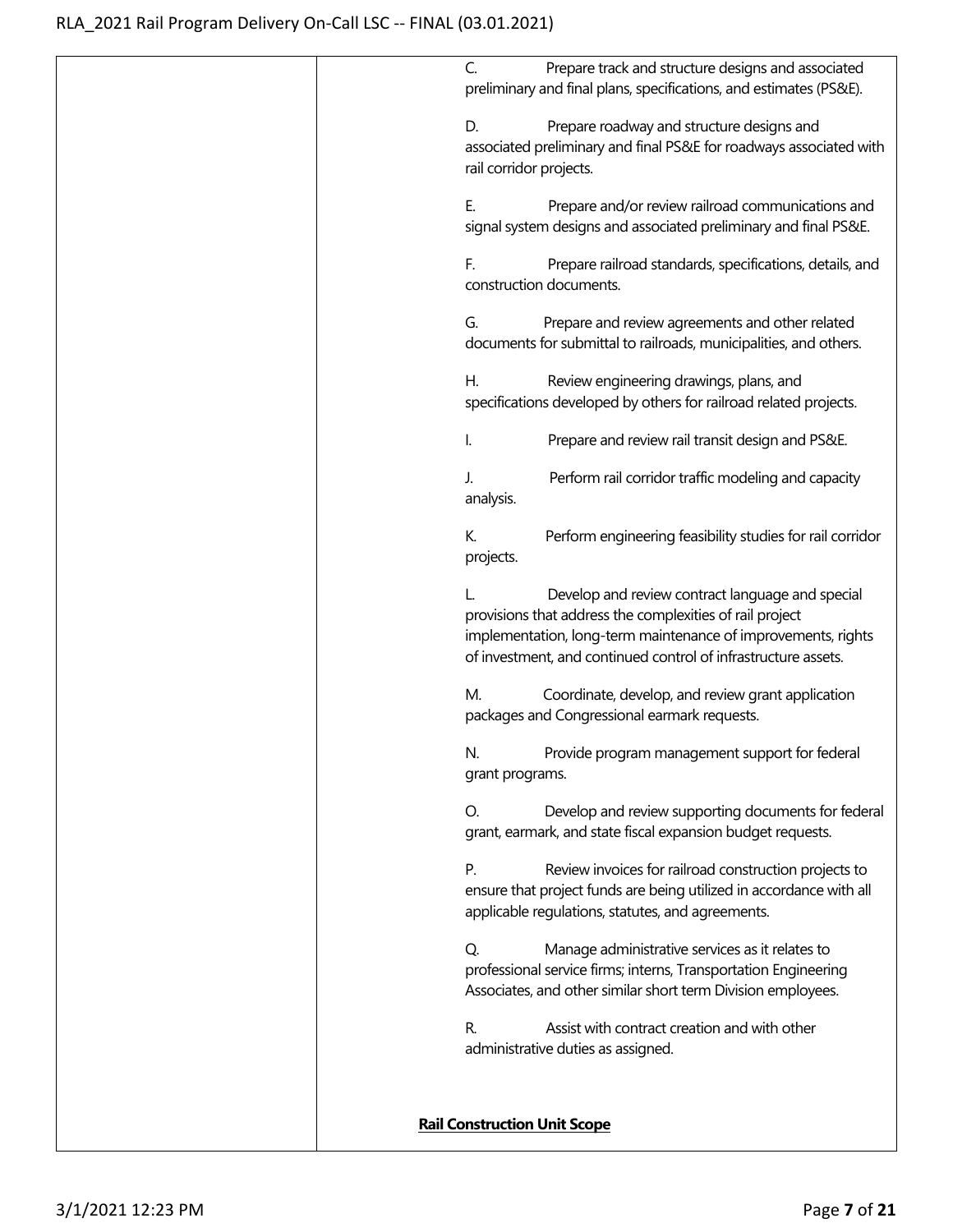| | |
|---|---|
| | C. Prepare track and structure designs and associated preliminary and final plans, specifications, and estimates (PS&E).<br><br>D. Prepare roadway and structure designs and associated preliminary and final PS&E for roadways associated with rail corridor projects.<br><br>E. Prepare and/or review railroad communications and signal system designs and associated preliminary and final PS&E.<br><br>F. Prepare railroad standards, specifications, details, and construction documents.<br><br>G. Prepare and review agreements and other related documents for submittal to railroads, municipalities, and others.<br><br>H. Review engineering drawings, plans, and specifications developed by others for railroad related projects.<br><br>I. Prepare and review rail transit design and PS&E.<br><br>J. Perform rail corridor traffic modeling and capacity analysis.<br><br>K. Perform engineering feasibility studies for rail corridor projects.<br><br>L. Develop and review contract language and special provisions that address the complexities of rail project implementation, long-term maintenance of improvements, rights of investment, and continued control of infrastructure assets.<br><br>M. Coordinate, develop, and review grant application packages and Congressional earmark requests.<br><br>N. Provide program management support for federal grant programs.<br><br>O. Develop and review supporting documents for federal grant, earmark, and state fiscal expansion budget requests.<br><br>P. Review invoices for railroad construction projects to ensure that project funds are being utilized in accordance with all applicable regulations, statutes, and agreements.<br><br>Q. Manage administrative services as it relates to professional service firms; interns, Transportation Engineering Associates, and other similar short term Division employees.<br><br>R. Assist with contract creation and with other administrative duties as assigned.<br><br>**Rail Construction Unit Scope** |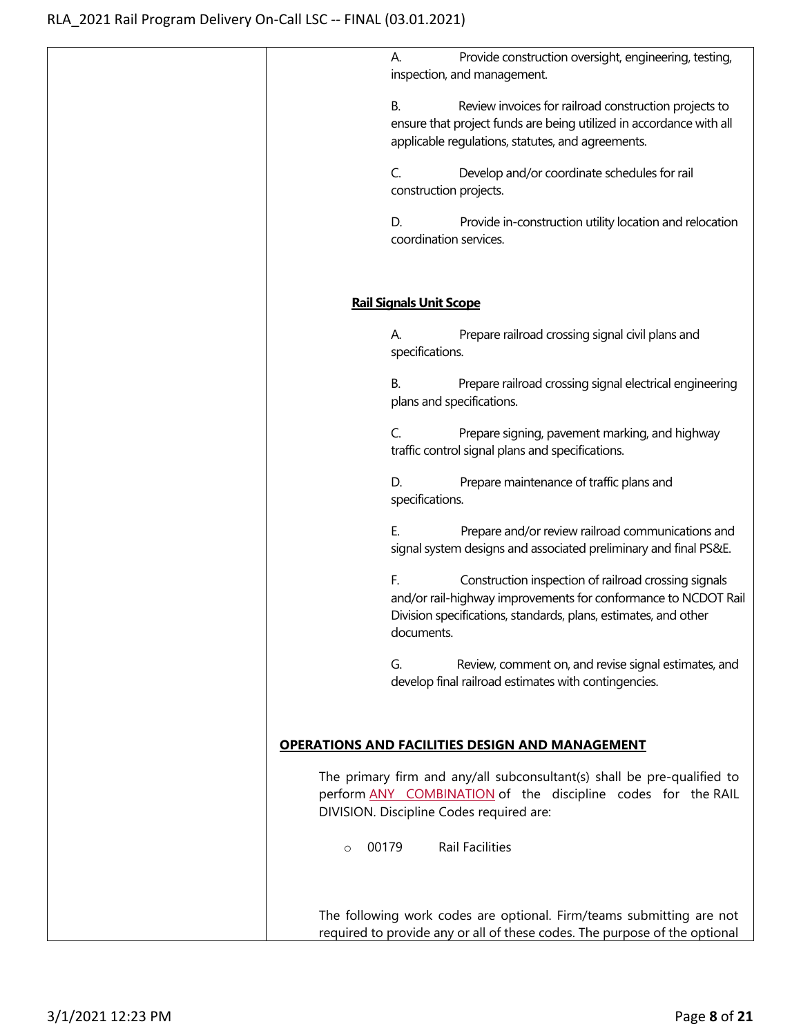A. Provide construction oversight, engineering, testing, inspection, and management.

B. Review invoices for railroad construction projects to ensure that project funds are being utilized in accordance with all applicable regulations, statutes, and agreements.

C. Develop and/or coordinate schedules for rail construction projects.

D. Provide in-construction utility location and relocation coordination services.

**Rail Signals Unit Scope**

A. Prepare railroad crossing signal civil plans and specifications.

B. Prepare railroad crossing signal electrical engineering plans and specifications.

C. Prepare signing, pavement marking, and highway traffic control signal plans and specifications.

D. Prepare maintenance of traffic plans and specifications.

E. Prepare and/or review railroad communications and signal system designs and associated preliminary and final PS&E.

F. Construction inspection of railroad crossing signals and/or rail-highway improvements for conformance to NCDOT Rail Division specifications, standards, plans, estimates, and other documents.

G. Review, comment on, and revise signal estimates, and develop final railroad estimates with contingencies.

**OPERATIONS AND FACILITIES DESIGN AND MANAGEMENT**

The primary firm and any/all subconsultant(s) shall be pre-qualified to perform ANY COMBINATION of the discipline codes for the RAIL DIVISION. Discipline Codes required are:

- 00179 Rail Facilities

The following work codes are optional. Firm/teams submitting are not required to provide any or all of these codes. The purpose of the optional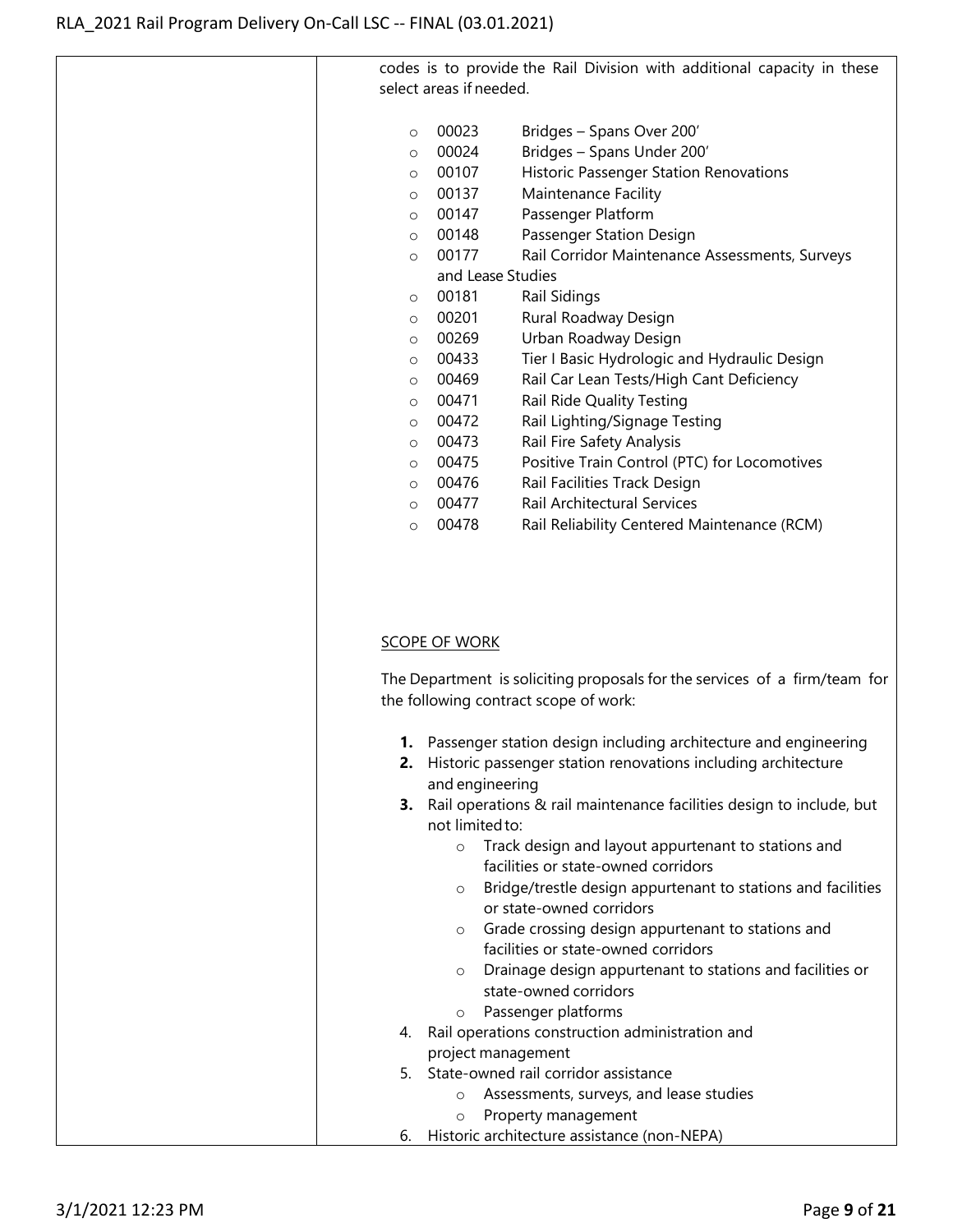codes is to provide the Rail Division with additional capacity in these select areas if needed.

- 00023 Bridges – Spans Over 200′
- 00024 Bridges – Spans Under 200′
- 00107 Historic Passenger Station Renovations
- 00137 Maintenance Facility
- 00147 Passenger Platform
- 00148 Passenger Station Design
- 00177 Rail Corridor Maintenance Assessments, Surveys and Lease Studies
- 00181 Rail Sidings
- 00201 Rural Roadway Design
- 00269 Urban Roadway Design
- 00433 Tier I Basic Hydrologic and Hydraulic Design
- 00469 Rail Car Lean Tests/High Cant Deficiency
- 00471 Rail Ride Quality Testing
- 00472 Rail Lighting/Signage Testing
- 00473 Rail Fire Safety Analysis
- 00475 Positive Train Control (PTC) for Locomotives
- 00476 Rail Facilities Track Design
- 00477 Rail Architectural Services
- 00478 Rail Reliability Centered Maintenance (RCM)

SCOPE OF WORK

The Department is soliciting proposals for the services of a firm/team for the following contract scope of work:

1. Passenger station design including architecture and engineering
2. Historic passenger station renovations including architecture and engineering
3. Rail operations & rail maintenance facilities design to include, but not limited to:
   - Track design and layout appurtenant to stations and facilities or state-owned corridors
   - Bridge/trestle design appurtenant to stations and facilities or state-owned corridors
   - Grade crossing design appurtenant to stations and facilities or state-owned corridors
   - Drainage design appurtenant to stations and facilities or state-owned corridors
   - Passenger platforms
4. Rail operations construction administration and project management
5. State-owned rail corridor assistance
   - Assessments, surveys, and lease studies
   - Property management
6. Historic architecture assistance (non-NEPA)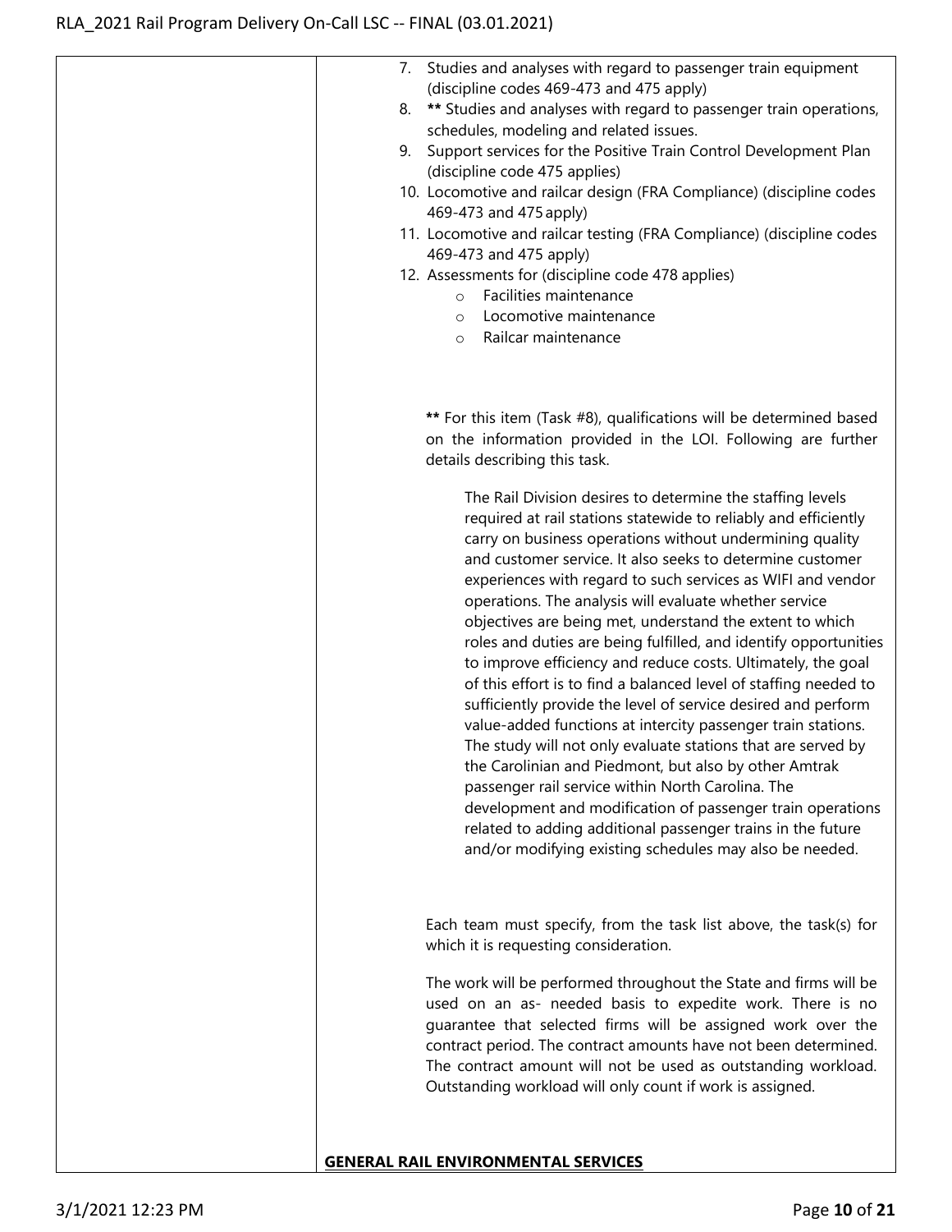7. Studies and analyses with regard to passenger train equipment (discipline codes 469-473 and 475 apply)
8. ** Studies and analyses with regard to passenger train operations, schedules, modeling and related issues.
9. Support services for the Positive Train Control Development Plan (discipline code 475 applies)
10. Locomotive and railcar design (FRA Compliance) (discipline codes 469-473 and 475 apply)
11. Locomotive and railcar testing (FRA Compliance) (discipline codes 469-473 and 475 apply)
12. Assessments for (discipline code 478 applies)
    - Facilities maintenance
    - Locomotive maintenance
    - Railcar maintenance

** For this item (Task #8), qualifications will be determined based on the information provided in the LOI. Following are further details describing this task.

> The Rail Division desires to determine the staffing levels required at rail stations statewide to reliably and efficiently carry on business operations without undermining quality and customer service. It also seeks to determine customer experiences with regard to such services as WIFI and vendor operations. The analysis will evaluate whether service objectives are being met, understand the extent to which roles and duties are being fulfilled, and identify opportunities to improve efficiency and reduce costs. Ultimately, the goal of this effort is to find a balanced level of staffing needed to sufficiently provide the level of service desired and perform value-added functions at intercity passenger train stations. The study will not only evaluate stations that are served by the Carolinian and Piedmont, but also by other Amtrak passenger rail service within North Carolina. The development and modification of passenger train operations related to adding additional passenger trains in the future and/or modifying existing schedules may also be needed.

Each team must specify, from the task list above, the task(s) for which it is requesting consideration.

The work will be performed throughout the State and firms will be used on an as- needed basis to expedite work. There is no guarantee that selected firms will be assigned work over the contract period. The contract amounts have not been determined. The contract amount will not be used as outstanding workload. Outstanding workload will only count if work is assigned.

**GENERAL RAIL ENVIRONMENTAL SERVICES**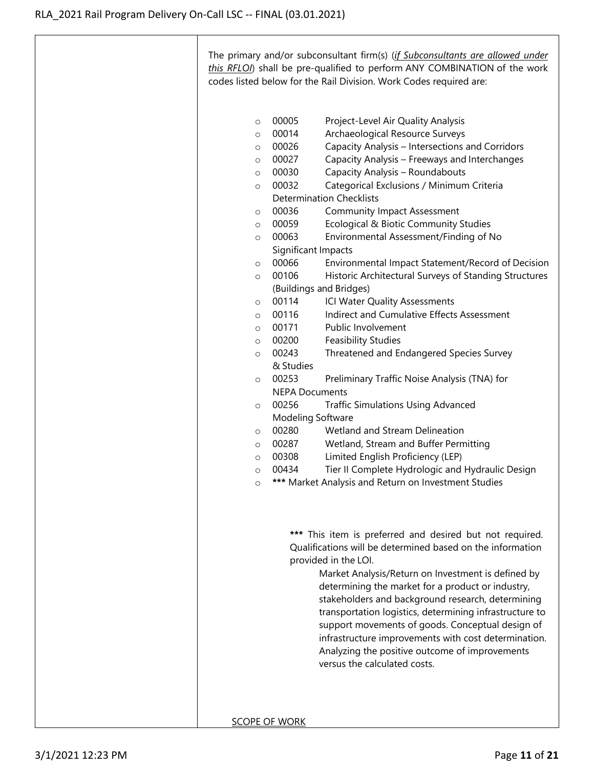The primary and/or subconsultant firm(s) (*if Subconsultants are allowed under this RFLOI*) shall be pre-qualified to perform ANY COMBINATION of the work codes listed below for the Rail Division. Work Codes required are:

- 00005 Project-Level Air Quality Analysis
- 00014 Archaeological Resource Surveys
- 00026 Capacity Analysis – Intersections and Corridors
- 00027 Capacity Analysis – Freeways and Interchanges
- 00030 Capacity Analysis – Roundabouts
- 00032 Categorical Exclusions / Minimum Criteria Determination Checklists
- 00036 Community Impact Assessment
- 00059 Ecological & Biotic Community Studies
- 00063 Environmental Assessment/Finding of No Significant Impacts
- 00066 Environmental Impact Statement/Record of Decision
- 00106 Historic Architectural Surveys of Standing Structures (Buildings and Bridges)
- 00114 ICI Water Quality Assessments
- 00116 Indirect and Cumulative Effects Assessment
- 00171 Public Involvement
- 00200 Feasibility Studies
- 00243 Threatened and Endangered Species Survey & Studies
- 00253 Preliminary Traffic Noise Analysis (TNA) for NEPA Documents
- 00256 Traffic Simulations Using Advanced Modeling Software
- 00280 Wetland and Stream Delineation
- 00287 Wetland, Stream and Buffer Permitting
- 00308 Limited English Proficiency (LEP)
- 00434 Tier II Complete Hydrologic and Hydraulic Design
- **\*\*\*** Market Analysis and Return on Investment Studies

**\*\*\*** This item is preferred and desired but not required. Qualifications will be determined based on the information provided in the LOI.

Market Analysis/Return on Investment is defined by determining the market for a product or industry, stakeholders and background research, determining transportation logistics, determining infrastructure to support movements of goods. Conceptual design of infrastructure improvements with cost determination. Analyzing the positive outcome of improvements versus the calculated costs.

SCOPE OF WORK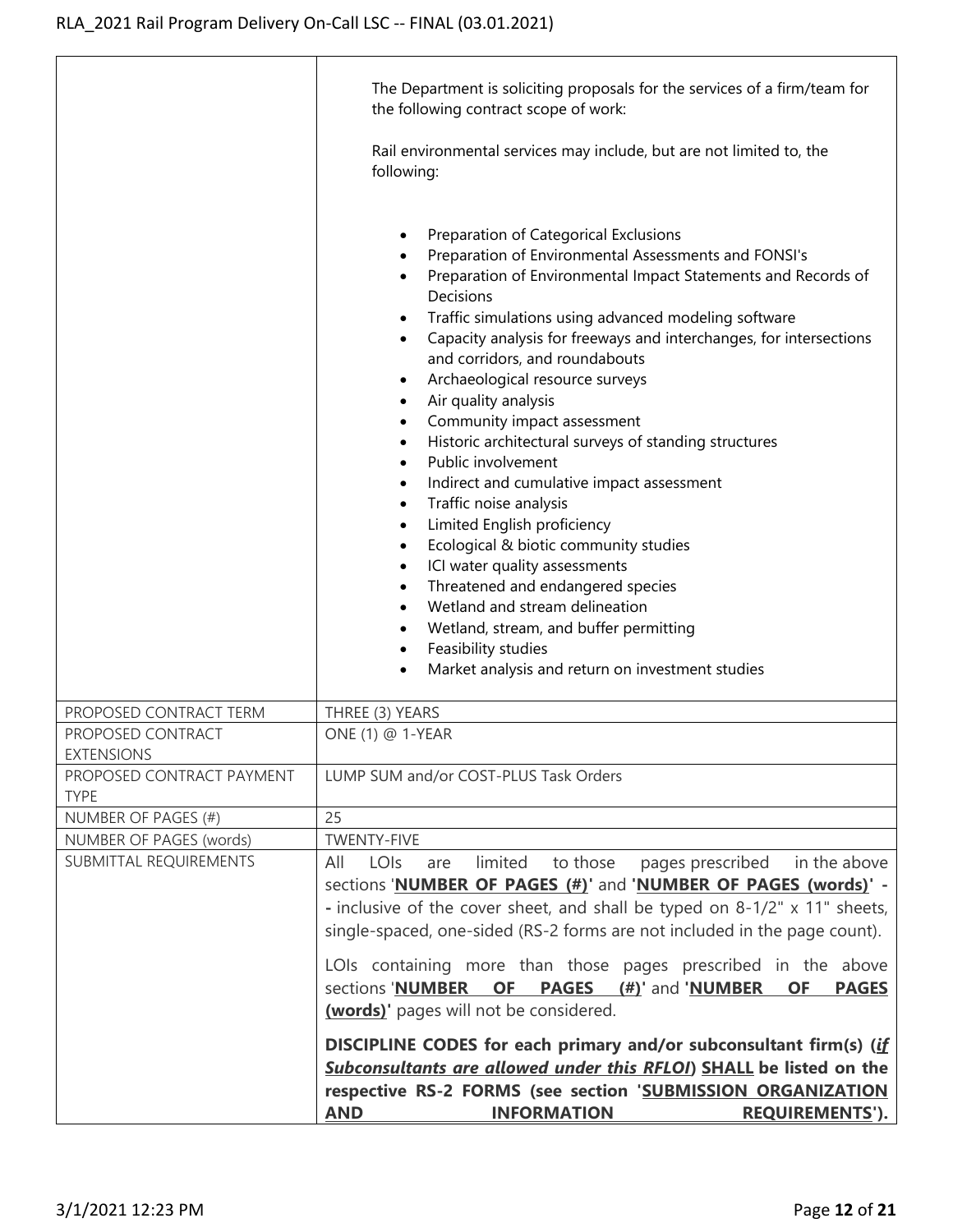| | |
|---|---|
| | The Department is soliciting proposals for the services of a firm/team for the following contract scope of work:<br><br>Rail environmental services may include, but are not limited to, the following:<br><br>• Preparation of Categorical Exclusions<br>• Preparation of Environmental Assessments and FONSI's<br>• Preparation of Environmental Impact Statements and Records of Decisions<br>• Traffic simulations using advanced modeling software<br>• Capacity analysis for freeways and interchanges, for intersections and corridors, and roundabouts<br>• Archaeological resource surveys<br>• Air quality analysis<br>• Community impact assessment<br>• Historic architectural surveys of standing structures<br>• Public involvement<br>• Indirect and cumulative impact assessment<br>• Traffic noise analysis<br>• Limited English proficiency<br>• Ecological & biotic community studies<br>• ICI water quality assessments<br>• Threatened and endangered species<br>• Wetland and stream delineation<br>• Wetland, stream, and buffer permitting<br>• Feasibility studies<br>• Market analysis and return on investment studies |
| PROPOSED CONTRACT TERM | THREE (3) YEARS |
| PROPOSED CONTRACT EXTENSIONS | ONE (1) @ 1-YEAR |
| PROPOSED CONTRACT PAYMENT TYPE | LUMP SUM and/or COST-PLUS Task Orders |
| NUMBER OF PAGES (#) | 25 |
| NUMBER OF PAGES (words) | TWENTY-FIVE |
| SUBMITTAL REQUIREMENTS | All LOIs are limited to those pages prescribed in the above sections '**NUMBER OF PAGES (#)**' and '**NUMBER OF PAGES (words)**' -- inclusive of the cover sheet, and shall be typed on 8-1/2" x 11" sheets, single-spaced, one-sided (RS-2 forms are not included in the page count).<br><br>LOIs containing more than those pages prescribed in the above sections '**NUMBER OF PAGES (#)**' and '**NUMBER OF PAGES (words)**' pages will not be considered.<br><br>**DISCIPLINE CODES for each primary and/or subconsultant firm(s) (*if Subconsultants are allowed under this RFLOI*) SHALL be listed on the respective RS-2 FORMS (see section 'SUBMISSION ORGANIZATION AND INFORMATION REQUIREMENTS').** |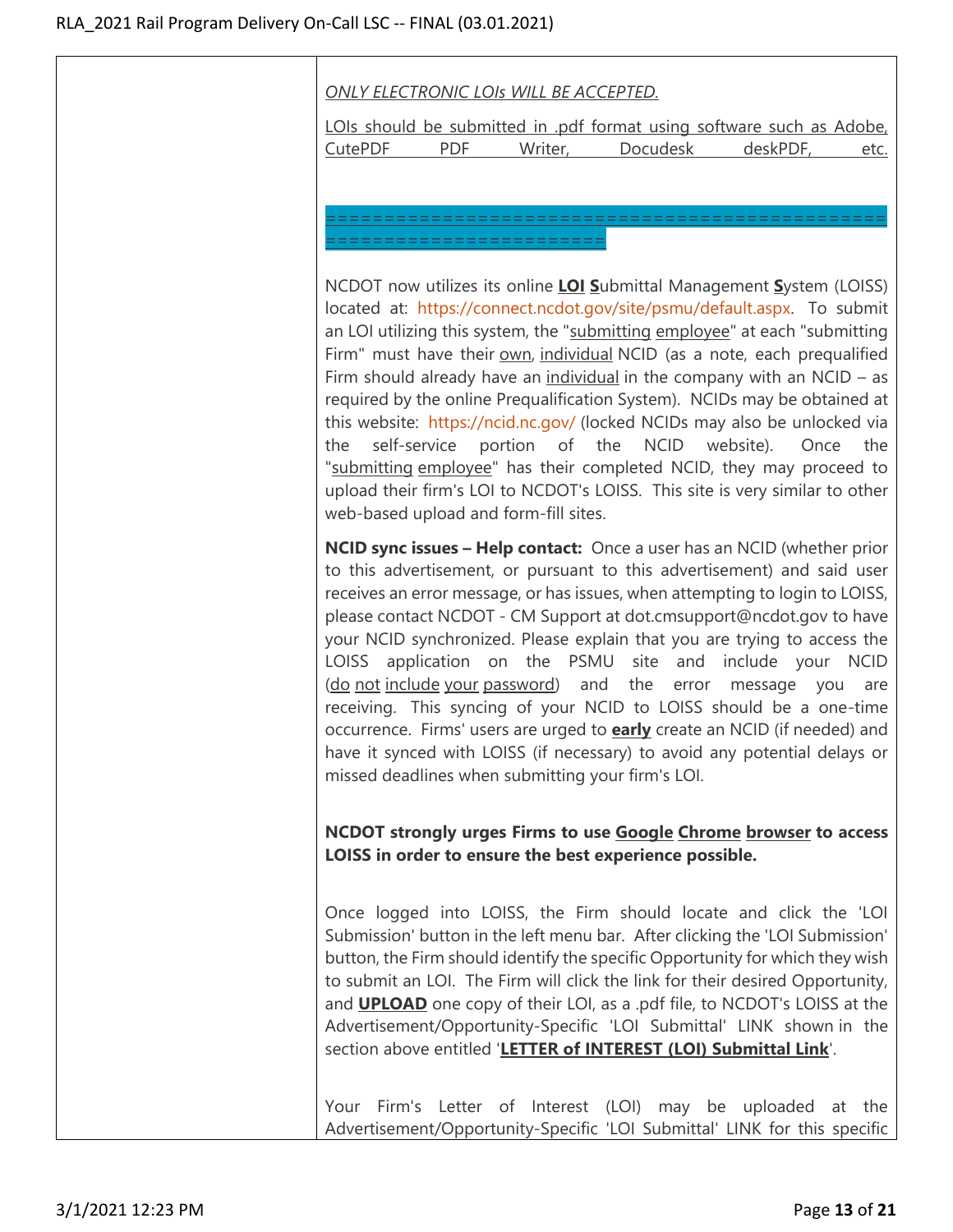| | |
|---|---|
| | *ONLY ELECTRONIC LOIs WILL BE ACCEPTED.*<br><br>LOIs should be submitted in .pdf format using software such as Adobe, CutePDF PDF Writer, Docudesk deskPDF, etc.<br><br>========================================================================<br><br>NCDOT now utilizes its online **LOI S**ubmittal Management **S**ystem (LOISS) located at: https://connect.ncdot.gov/site/psmu/default.aspx. To submit an LOI utilizing this system, the "submitting employee" at each "submitting Firm" must have their own, individual NCID (as a note, each prequalified Firm should already have an individual in the company with an NCID – as required by the online Prequalification System). NCIDs may be obtained at this website: https://ncid.nc.gov/ (locked NCIDs may also be unlocked via the self-service portion of the NCID website). Once the "submitting employee" has their completed NCID, they may proceed to upload their firm's LOI to NCDOT's LOISS. This site is very similar to other web-based upload and form-fill sites.<br><br>**NCID sync issues – Help contact:** Once a user has an NCID (whether prior to this advertisement, or pursuant to this advertisement) and said user receives an error message, or has issues, when attempting to login to LOISS, please contact NCDOT - CM Support at dot.cmsupport@ncdot.gov to have your NCID synchronized. Please explain that you are trying to access the LOISS application on the PSMU site and include your NCID (do not include your password) and the error message you are receiving. This syncing of your NCID to LOISS should be a one-time occurrence. Firms' users are urged to **early** create an NCID (if needed) and have it synced with LOISS (if necessary) to avoid any potential delays or missed deadlines when submitting your firm's LOI.<br><br>**NCDOT strongly urges Firms to use Google Chrome browser to access LOISS in order to ensure the best experience possible.**<br><br>Once logged into LOISS, the Firm should locate and click the 'LOI Submission' button in the left menu bar. After clicking the 'LOI Submission' button, the Firm should identify the specific Opportunity for which they wish to submit an LOI. The Firm will click the link for their desired Opportunity, and **UPLOAD** one copy of their LOI, as a .pdf file, to NCDOT's LOISS at the Advertisement/Opportunity-Specific 'LOI Submittal' LINK shown in the section above entitled '**LETTER of INTEREST (LOI) Submittal Link**'.<br><br>Your Firm's Letter of Interest (LOI) may be uploaded at the Advertisement/Opportunity-Specific 'LOI Submittal' LINK for this specific |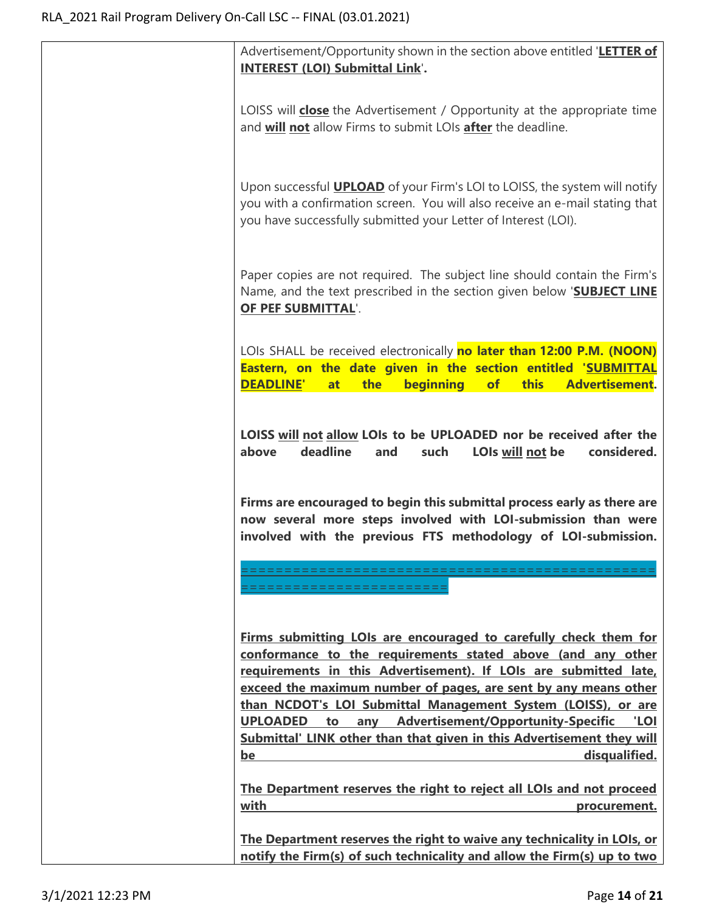Advertisement/Opportunity shown in the section above entitled '**LETTER of INTEREST (LOI) Submittal Link**'**.**

LOISS will **close** the Advertisement / Opportunity at the appropriate time and **will not** allow Firms to submit LOIs **after** the deadline.

Upon successful **UPLOAD** of your Firm's LOI to LOISS, the system will notify you with a confirmation screen. You will also receive an e-mail stating that you have successfully submitted your Letter of Interest (LOI).

Paper copies are not required. The subject line should contain the Firm's Name, and the text prescribed in the section given below '**SUBJECT LINE OF PEF SUBMITTAL**'.

LOIs SHALL be received electronically **no later than 12:00 P.M. (NOON) Eastern, on the date given in the section entitled 'SUBMITTAL DEADLINE' at the beginning of this Advertisement.**

**LOISS will not allow LOIs to be UPLOADED nor be received after the above deadline and such LOIs will not be considered.**

**Firms are encouraged to begin this submittal process early as there are now several more steps involved with LOI-submission than were involved with the previous FTS methodology of LOI-submission.**

======================================================================

**Firms submitting LOIs are encouraged to carefully check them for conformance to the requirements stated above (and any other requirements in this Advertisement). If LOIs are submitted late, exceed the maximum number of pages, are sent by any means other than NCDOT's LOI Submittal Management System (LOISS), or are UPLOADED to any Advertisement/Opportunity-Specific 'LOI Submittal' LINK other than that given in this Advertisement they will be disqualified.**

**The Department reserves the right to reject all LOIs and not proceed with procurement.**

**The Department reserves the right to waive any technicality in LOIs, or notify the Firm(s) of such technicality and allow the Firm(s) up to two**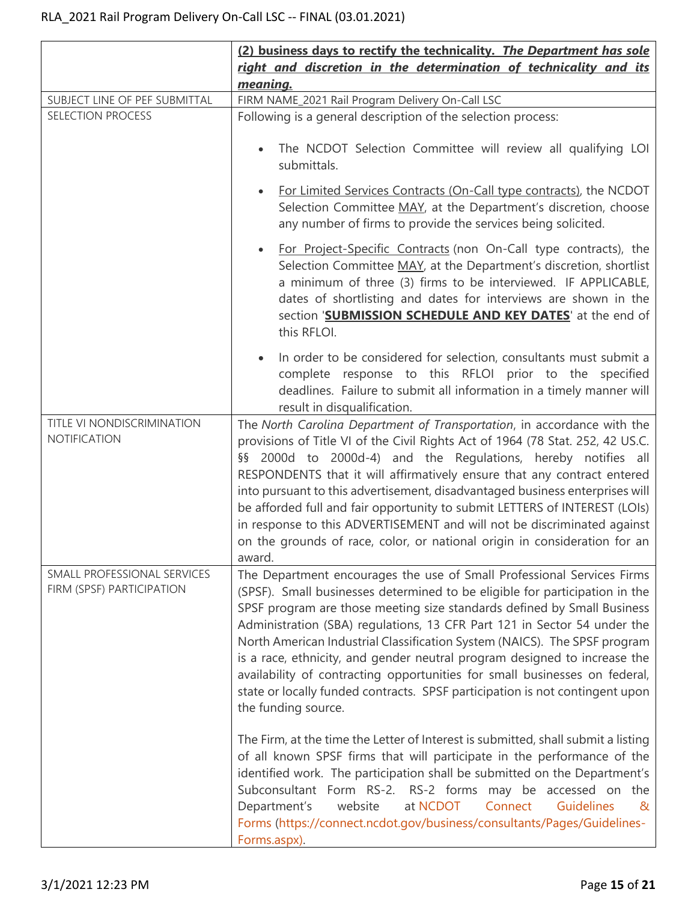| | |
|---|---|
| | **(2) business days to rectify the technicality.** ***The Department has sole right and discretion in the determination of technicality and its meaning.*** |
| SUBJECT LINE OF PEF SUBMITTAL | FIRM NAME_2021 Rail Program Delivery On-Call LSC |
| SELECTION PROCESS | Following is a general description of the selection process:<br><br>• The NCDOT Selection Committee will review all qualifying LOI submittals.<br><br>• For Limited Services Contracts (On-Call type contracts), the NCDOT Selection Committee MAY, at the Department's discretion, choose any number of firms to provide the services being solicited.<br><br>• For Project-Specific Contracts (non On-Call type contracts), the Selection Committee MAY, at the Department's discretion, shortlist a minimum of three (3) firms to be interviewed. IF APPLICABLE, dates of shortlisting and dates for interviews are shown in the section '**SUBMISSION SCHEDULE AND KEY DATES**' at the end of this RFLOI.<br><br>• In order to be considered for selection, consultants must submit a complete response to this RFLOI prior to the specified deadlines. Failure to submit all information in a timely manner will result in disqualification. |
| TITLE VI NONDISCRIMINATION NOTIFICATION | The *North Carolina Department of Transportation*, in accordance with the provisions of Title VI of the Civil Rights Act of 1964 (78 Stat. 252, 42 US.C. §§ 2000d to 2000d-4) and the Regulations, hereby notifies all RESPONDENTS that it will affirmatively ensure that any contract entered into pursuant to this advertisement, disadvantaged business enterprises will be afforded full and fair opportunity to submit LETTERS of INTEREST (LOIs) in response to this ADVERTISEMENT and will not be discriminated against on the grounds of race, color, or national origin in consideration for an award. |
| SMALL PROFESSIONAL SERVICES FIRM (SPSF) PARTICIPATION | The Department encourages the use of Small Professional Services Firms (SPSF). Small businesses determined to be eligible for participation in the SPSF program are those meeting size standards defined by Small Business Administration (SBA) regulations, 13 CFR Part 121 in Sector 54 under the North American Industrial Classification System (NAICS). The SPSF program is a race, ethnicity, and gender neutral program designed to increase the availability of contracting opportunities for small businesses on federal, state or locally funded contracts. SPSF participation is not contingent upon the funding source.<br><br>The Firm, at the time the Letter of Interest is submitted, shall submit a listing of all known SPSF firms that will participate in the performance of the identified work. The participation shall be submitted on the Department's Subconsultant Form RS-2. RS-2 forms may be accessed on the Department's website at NCDOT Connect Guidelines & Forms (https://connect.ncdot.gov/business/consultants/Pages/Guidelines-Forms.aspx). |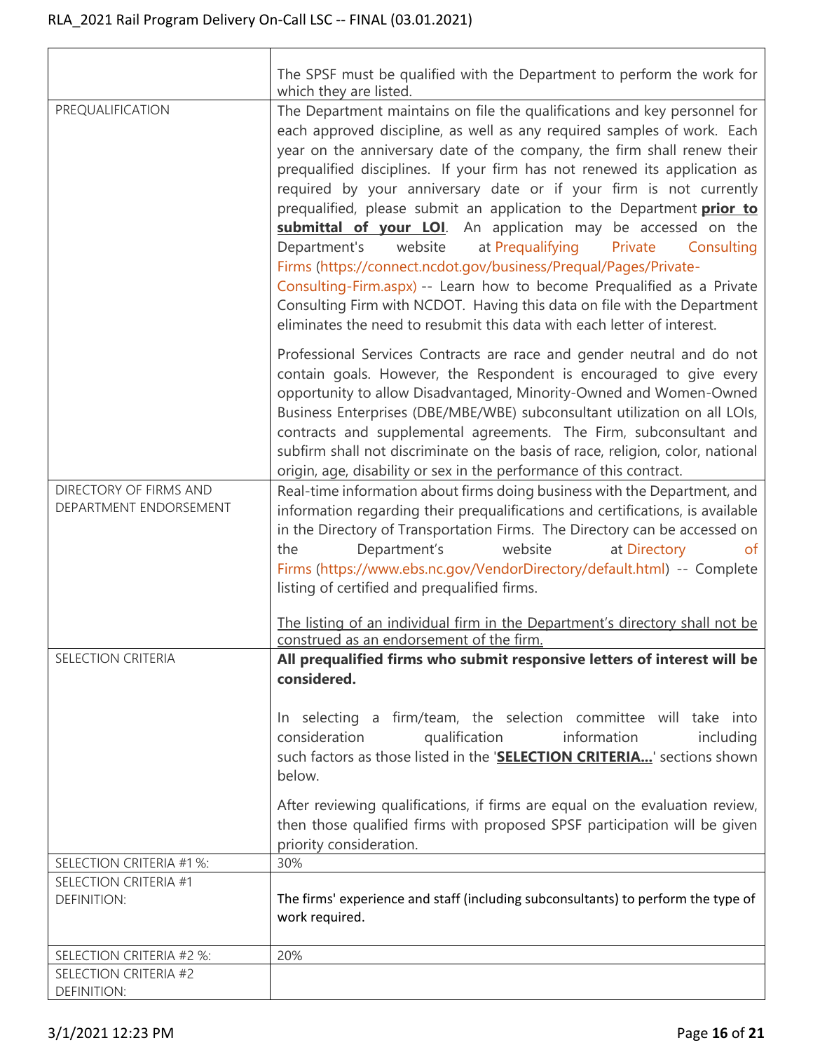| | |
|---|---|
| | The SPSF must be qualified with the Department to perform the work for which they are listed. |
| PREQUALIFICATION | The Department maintains on file the qualifications and key personnel for each approved discipline, as well as any required samples of work. Each year on the anniversary date of the company, the firm shall renew their prequalified disciplines. If your firm has not renewed its application as required by your anniversary date or if your firm is not currently prequalified, please submit an application to the Department **prior to submittal of your LOI**. An application may be accessed on the Department's website at Prequalifying Private Consulting Firms (https://connect.ncdot.gov/business/Prequal/Pages/Private-Consulting-Firm.aspx) -- Learn how to become Prequalified as a Private Consulting Firm with NCDOT. Having this data on file with the Department eliminates the need to resubmit this data with each letter of interest.<br><br>Professional Services Contracts are race and gender neutral and do not contain goals. However, the Respondent is encouraged to give every opportunity to allow Disadvantaged, Minority-Owned and Women-Owned Business Enterprises (DBE/MBE/WBE) subconsultant utilization on all LOIs, contracts and supplemental agreements. The Firm, subconsultant and subfirm shall not discriminate on the basis of race, religion, color, national origin, age, disability or sex in the performance of this contract. |
| DIRECTORY OF FIRMS AND DEPARTMENT ENDORSEMENT | Real-time information about firms doing business with the Department, and information regarding their prequalifications and certifications, is available in the Directory of Transportation Firms. The Directory can be accessed on the Department's website at Directory of Firms (https://www.ebs.nc.gov/VendorDirectory/default.html) -- Complete listing of certified and prequalified firms.<br><br>The listing of an individual firm in the Department's directory shall not be construed as an endorsement of the firm. |
| SELECTION CRITERIA | **All prequalified firms who submit responsive letters of interest will be considered.**<br><br>In selecting a firm/team, the selection committee will take into consideration qualification information including such factors as those listed in the '**SELECTION CRITERIA...**' sections shown below.<br><br>After reviewing qualifications, if firms are equal on the evaluation review, then those qualified firms with proposed SPSF participation will be given priority consideration. |
| SELECTION CRITERIA #1 %: | 30% |
| SELECTION CRITERIA #1 DEFINITION: | The firms' experience and staff (including subconsultants) to perform the type of work required. |
| SELECTION CRITERIA #2 %: | 20% |
| SELECTION CRITERIA #2 DEFINITION: | |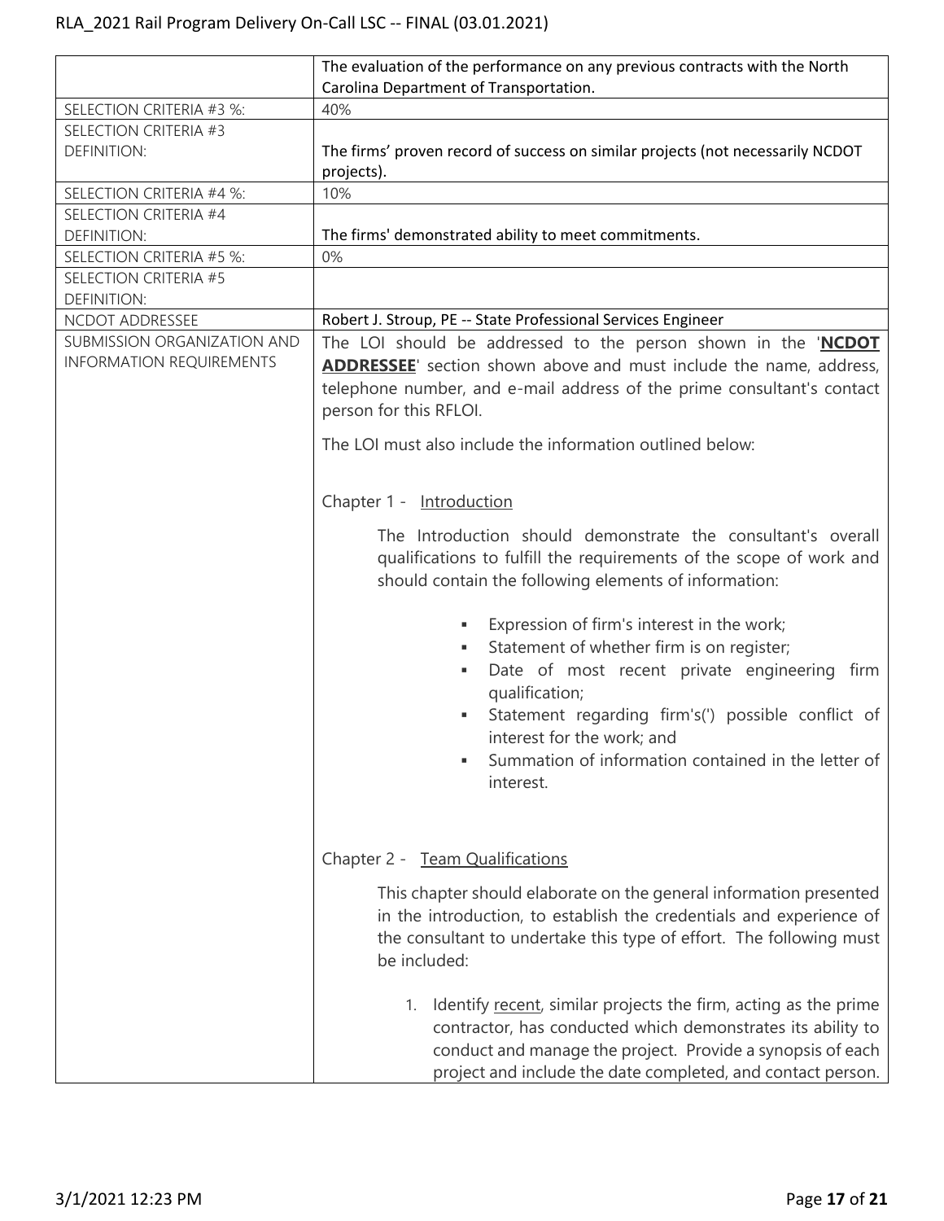| | |
|---|---|
| | The evaluation of the performance on any previous contracts with the North Carolina Department of Transportation. |
| SELECTION CRITERIA #3 %: | 40% |
| SELECTION CRITERIA #3 DEFINITION: | The firms' proven record of success on similar projects (not necessarily NCDOT projects). |
| SELECTION CRITERIA #4 %: | 10% |
| SELECTION CRITERIA #4 DEFINITION: | The firms' demonstrated ability to meet commitments. |
| SELECTION CRITERIA #5 %: | 0% |
| SELECTION CRITERIA #5 DEFINITION: | |
| NCDOT ADDRESSEE | Robert J. Stroup, PE -- State Professional Services Engineer |
| SUBMISSION ORGANIZATION AND INFORMATION REQUIREMENTS | The LOI should be addressed to the person shown in the '**NCDOT ADDRESSEE**' section shown above and must include the name, address, telephone number, and e-mail address of the prime consultant's contact person for this RFLOI.<br><br>The LOI must also include the information outlined below:<br><br>Chapter 1 - Introduction<br><br>The Introduction should demonstrate the consultant's overall qualifications to fulfill the requirements of the scope of work and should contain the following elements of information:<br><br>- Expression of firm's interest in the work;<br>- Statement of whether firm is on register;<br>- Date of most recent private engineering firm qualification;<br>- Statement regarding firm's(') possible conflict of interest for the work; and<br>- Summation of information contained in the letter of interest.<br><br>Chapter 2 - Team Qualifications<br><br>This chapter should elaborate on the general information presented in the introduction, to establish the credentials and experience of the consultant to undertake this type of effort. The following must be included:<br><br>1. Identify recent, similar projects the firm, acting as the prime contractor, has conducted which demonstrates its ability to conduct and manage the project. Provide a synopsis of each project and include the date completed, and contact person. |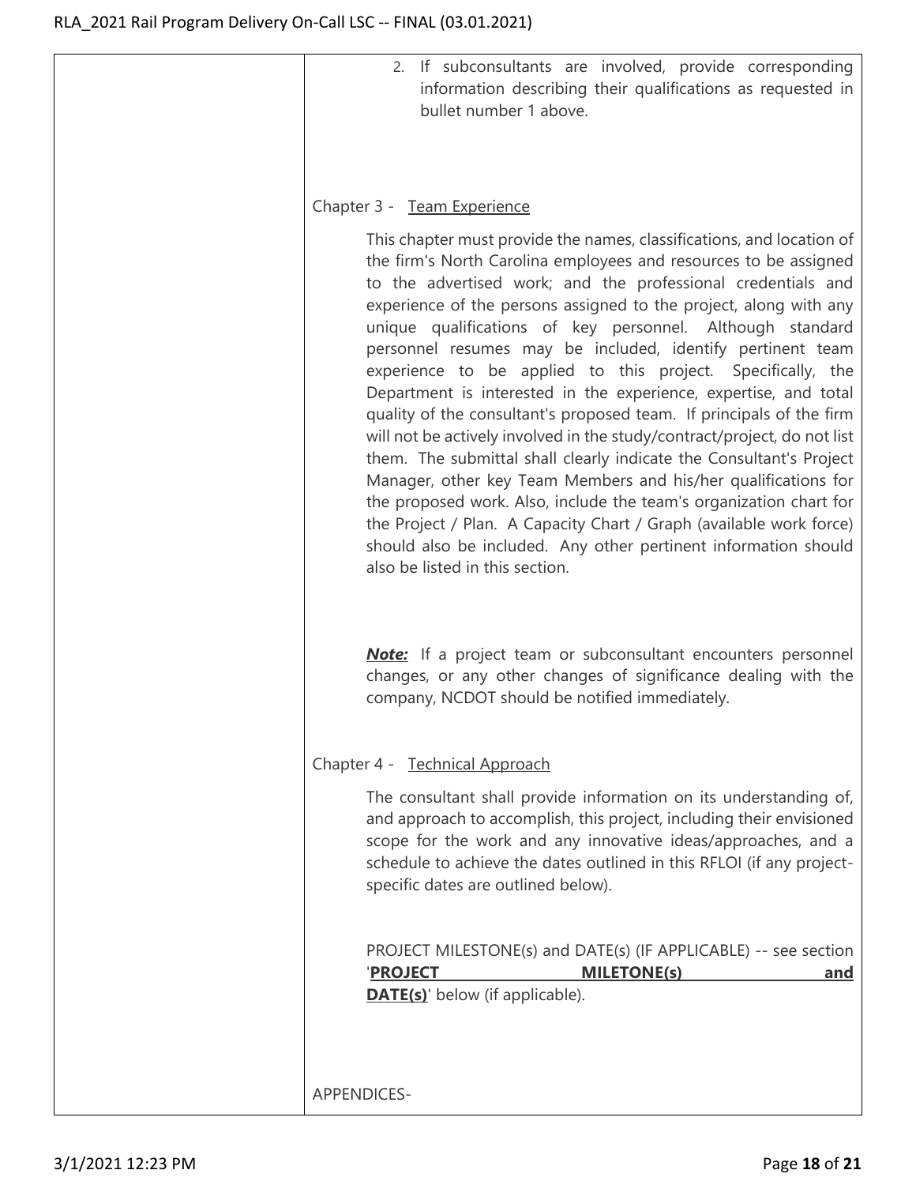2. If subconsultants are involved, provide corresponding information describing their qualifications as requested in bullet number 1 above.

Chapter 3 - Team Experience

This chapter must provide the names, classifications, and location of the firm's North Carolina employees and resources to be assigned to the advertised work; and the professional credentials and experience of the persons assigned to the project, along with any unique qualifications of key personnel. Although standard personnel resumes may be included, identify pertinent team experience to be applied to this project. Specifically, the Department is interested in the experience, expertise, and total quality of the consultant's proposed team. If principals of the firm will not be actively involved in the study/contract/project, do not list them. The submittal shall clearly indicate the Consultant's Project Manager, other key Team Members and his/her qualifications for the proposed work. Also, include the team's organization chart for the Project / Plan. A Capacity Chart / Graph (available work force) should also be included. Any other pertinent information should also be listed in this section.

***Note:*** If a project team or subconsultant encounters personnel changes, or any other changes of significance dealing with the company, NCDOT should be notified immediately.

Chapter 4 - Technical Approach

The consultant shall provide information on its understanding of, and approach to accomplish, this project, including their envisioned scope for the work and any innovative ideas/approaches, and a schedule to achieve the dates outlined in this RFLOI (if any project-specific dates are outlined below).

PROJECT MILESTONE(s) and DATE(s) (IF APPLICABLE) -- see section '**PROJECT MILETONE(s) and DATE(s)**' below (if applicable).

APPENDICES-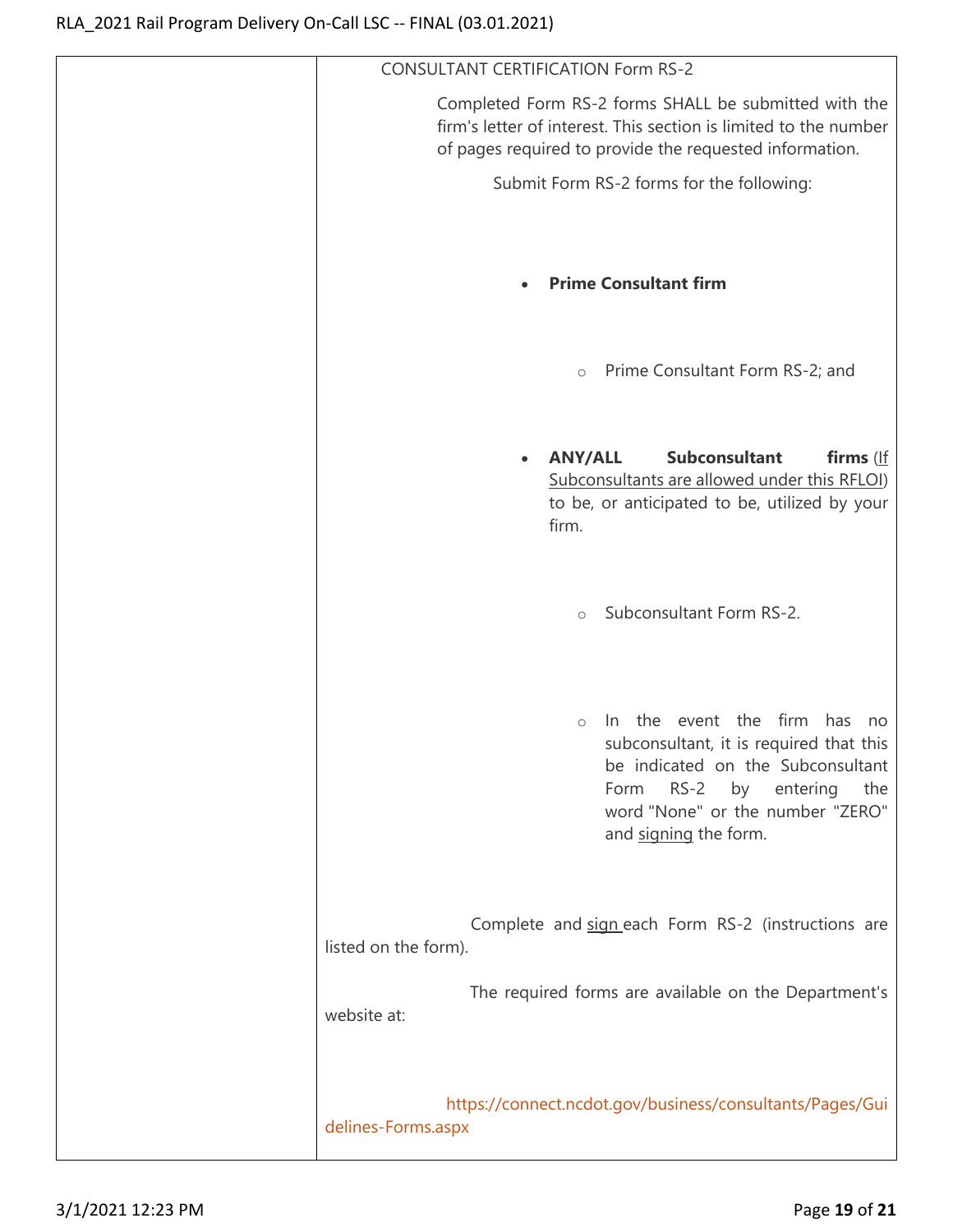| | CONSULTANT CERTIFICATION Form RS-2<br><br>Completed Form RS-2 forms SHALL be submitted with the firm's letter of interest. This section is limited to the number of pages required to provide the requested information.<br><br>Submit Form RS-2 forms for the following:<br><br>• **Prime Consultant firm**<br>  ○ Prime Consultant Form RS-2; and<br><br>• **ANY/ALL Subconsultant firms** (If Subconsultants are allowed under this RFLOI) to be, or anticipated to be, utilized by your firm.<br>  ○ Subconsultant Form RS-2.<br>  ○ In the event the firm has no subconsultant, it is required that this be indicated on the Subconsultant Form RS-2 by entering the word "None" or the number "ZERO" and signing the form.<br><br>Complete and sign each Form RS-2 (instructions are listed on the form).<br><br>The required forms are available on the Department's website at:<br><br>https://connect.ncdot.gov/business/consultants/Pages/Guidelines-Forms.aspx |
|---|---|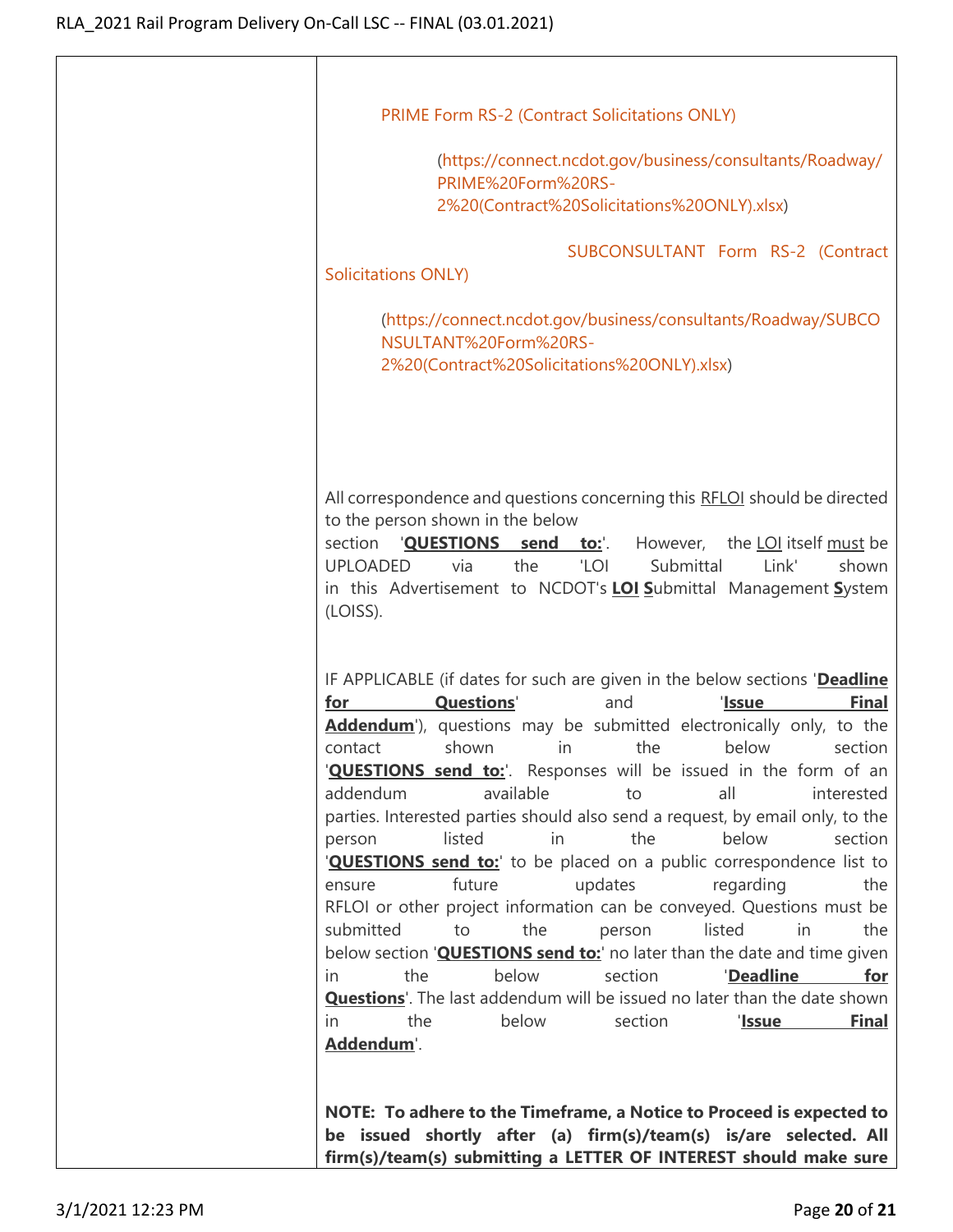PRIME Form RS-2 (Contract Solicitations ONLY)

(https://connect.ncdot.gov/business/consultants/Roadway/PRIME%20Form%20RS-2%20(Contract%20Solicitations%20ONLY).xlsx)

SUBCONSULTANT Form RS-2 (Contract Solicitations ONLY)

(https://connect.ncdot.gov/business/consultants/Roadway/SUBCONSULTANT%20Form%20RS-2%20(Contract%20Solicitations%20ONLY).xlsx)

All correspondence and questions concerning this RFLOI should be directed to the person shown in the below section '**QUESTIONS send to:**'. However, the LOI itself must be UPLOADED via the 'LOI Submittal Link' shown in this Advertisement to NCDOT's **LOI** **S**ubmittal Management **S**ystem (LOISS).

IF APPLICABLE (if dates for such are given in the below sections '**Deadline for Questions**' and '**Issue Final Addendum**'), questions may be submitted electronically only, to the contact shown in the below section '**QUESTIONS send to:**'. Responses will be issued in the form of an addendum available to all interested parties. Interested parties should also send a request, by email only, to the person listed in the below section '**QUESTIONS send to:**' to be placed on a public correspondence list to ensure future updates regarding the RFLOI or other project information can be conveyed. Questions must be submitted to the person listed in the below section '**QUESTIONS send to:**' no later than the date and time given in the below section '**Deadline for Questions**'. The last addendum will be issued no later than the date shown in the below section '**Issue Final Addendum**'.

**NOTE: To adhere to the Timeframe, a Notice to Proceed is expected to be issued shortly after (a) firm(s)/team(s) is/are selected. All firm(s)/team(s) submitting a LETTER OF INTEREST should make sure**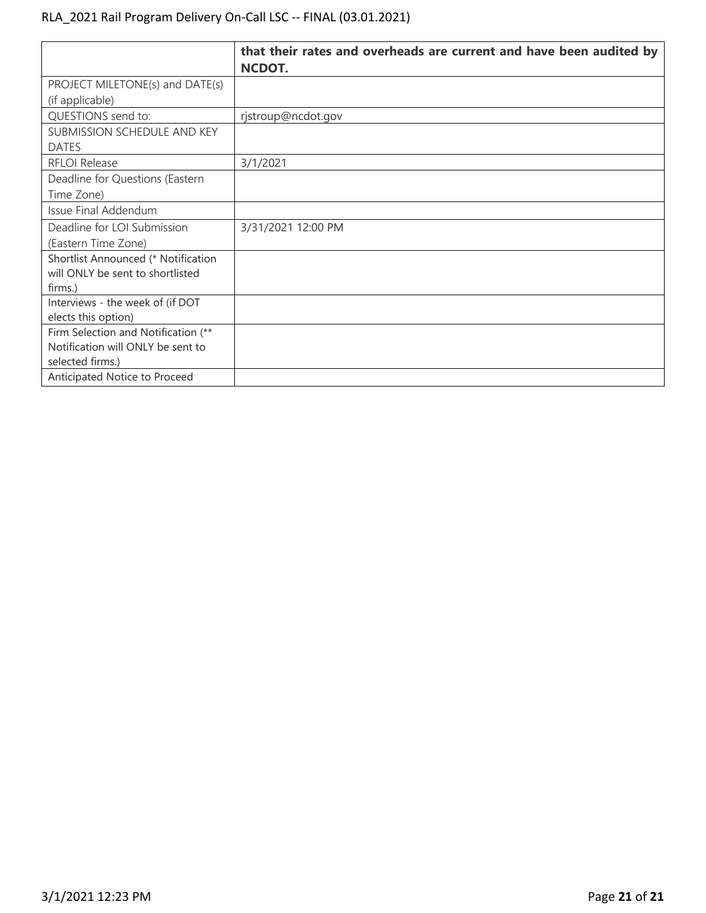| | |
|---|---|
| | **that their rates and overheads are current and have been audited by NCDOT.** |
| PROJECT MILETONE(s) and DATE(s) (if applicable) | |
| QUESTIONS send to: | rjstroup@ncdot.gov |
| SUBMISSION SCHEDULE AND KEY DATES | |
| RFLOI Release | 3/1/2021 |
| Deadline for Questions (Eastern Time Zone) | |
| Issue Final Addendum | |
| Deadline for LOI Submission (Eastern Time Zone) | 3/31/2021 12:00 PM |
| Shortlist Announced (* Notification will ONLY be sent to shortlisted firms.) | |
| Interviews - the week of (if DOT elects this option) | |
| Firm Selection and Notification (** Notification will ONLY be sent to selected firms.) | |
| Anticipated Notice to Proceed | |